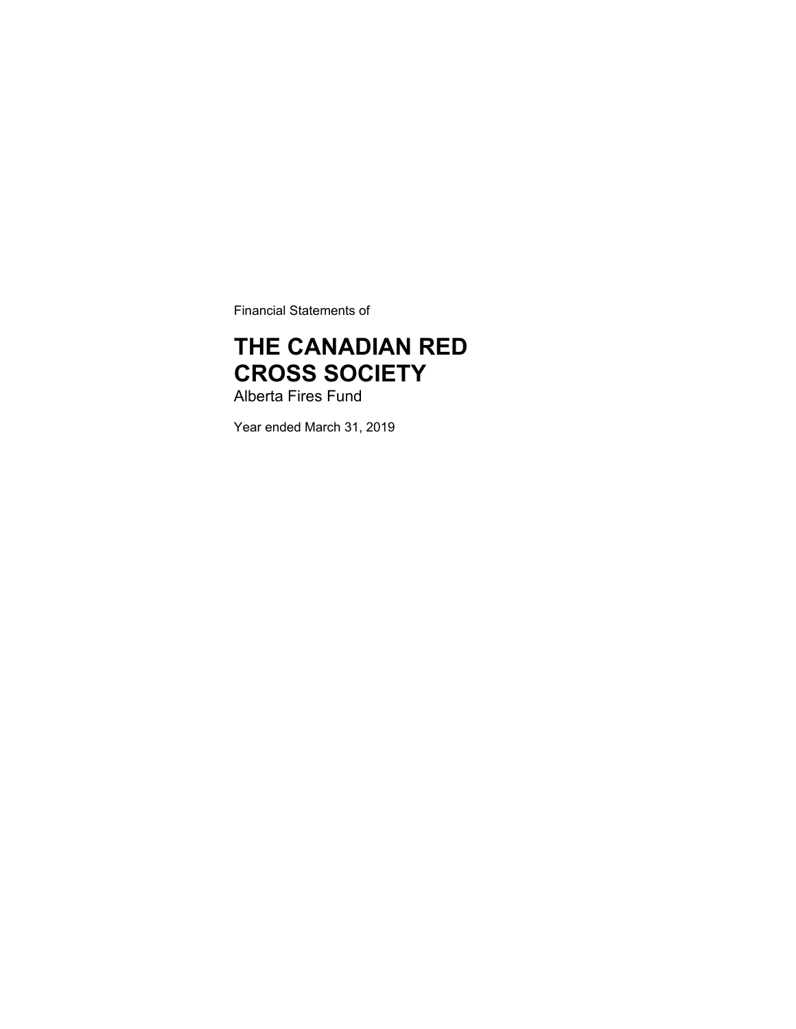Financial Statements of

# THE CANADIAN RED CROSS SOCIETY

Alberta Fires Fund

Year ended March 31, 2019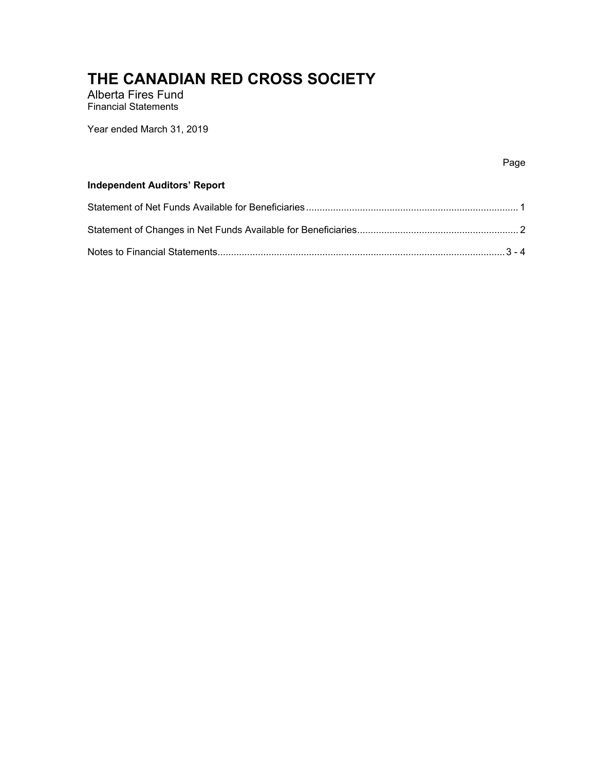# THE CANADIAN RED CROSS SOCIETY

Alberta Fires Fund
Financial Statements

Year ended March 31, 2019

| | Page |
|---|---|
| **Independent Auditors' Report** | |
| Statement of Net Funds Available for Beneficiaries | 1 |
| Statement of Changes in Net Funds Available for Beneficiaries | 2 |
| Notes to Financial Statements | 3 - 4 |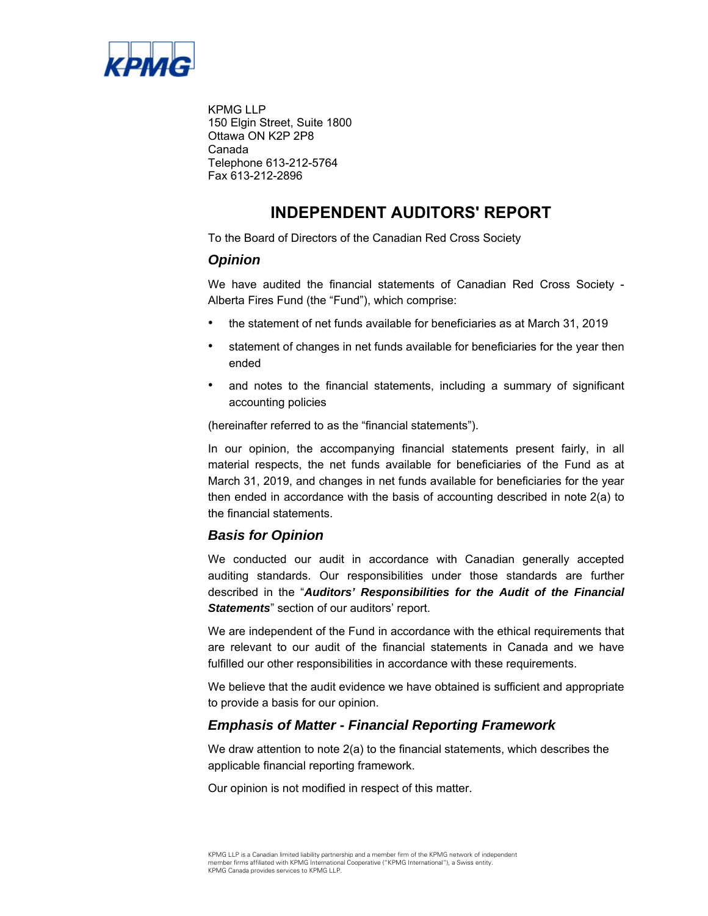KPMG LLP
150 Elgin Street, Suite 1800
Ottawa ON K2P 2P8
Canada
Telephone 613-212-5764
Fax 613-212-2896

# INDEPENDENT AUDITORS' REPORT

To the Board of Directors of the Canadian Red Cross Society

## *Opinion*

We have audited the financial statements of Canadian Red Cross Society - Alberta Fires Fund (the "Fund"), which comprise:

- the statement of net funds available for beneficiaries as at March 31, 2019
- statement of changes in net funds available for beneficiaries for the year then ended
- and notes to the financial statements, including a summary of significant accounting policies

(hereinafter referred to as the "financial statements").

In our opinion, the accompanying financial statements present fairly, in all material respects, the net funds available for beneficiaries of the Fund as at March 31, 2019, and changes in net funds available for beneficiaries for the year then ended in accordance with the basis of accounting described in note 2(a) to the financial statements.

## *Basis for Opinion*

We conducted our audit in accordance with Canadian generally accepted auditing standards. Our responsibilities under those standards are further described in the "***Auditors' Responsibilities for the Audit of the Financial Statements***" section of our auditors' report.

We are independent of the Fund in accordance with the ethical requirements that are relevant to our audit of the financial statements in Canada and we have fulfilled our other responsibilities in accordance with these requirements.

We believe that the audit evidence we have obtained is sufficient and appropriate to provide a basis for our opinion.

## *Emphasis of Matter - Financial Reporting Framework*

We draw attention to note 2(a) to the financial statements, which describes the applicable financial reporting framework.

Our opinion is not modified in respect of this matter.

KPMG LLP is a Canadian limited liability partnership and a member firm of the KPMG network of independent member firms affiliated with KPMG International Cooperative ("KPMG International"), a Swiss entity. KPMG Canada provides services to KPMG LLP.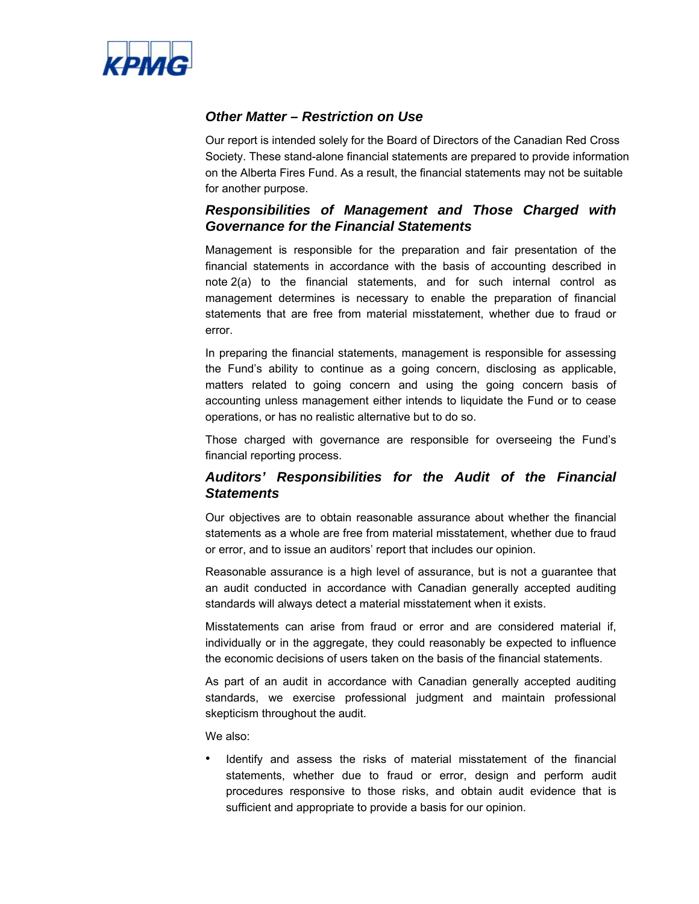### *Other Matter – Restriction on Use*

Our report is intended solely for the Board of Directors of the Canadian Red Cross Society. These stand-alone financial statements are prepared to provide information on the Alberta Fires Fund. As a result, the financial statements may not be suitable for another purpose.

### *Responsibilities of Management and Those Charged with Governance for the Financial Statements*

Management is responsible for the preparation and fair presentation of the financial statements in accordance with the basis of accounting described in note 2(a) to the financial statements, and for such internal control as management determines is necessary to enable the preparation of financial statements that are free from material misstatement, whether due to fraud or error.

In preparing the financial statements, management is responsible for assessing the Fund's ability to continue as a going concern, disclosing as applicable, matters related to going concern and using the going concern basis of accounting unless management either intends to liquidate the Fund or to cease operations, or has no realistic alternative but to do so.

Those charged with governance are responsible for overseeing the Fund's financial reporting process.

### *Auditors' Responsibilities for the Audit of the Financial Statements*

Our objectives are to obtain reasonable assurance about whether the financial statements as a whole are free from material misstatement, whether due to fraud or error, and to issue an auditors' report that includes our opinion.

Reasonable assurance is a high level of assurance, but is not a guarantee that an audit conducted in accordance with Canadian generally accepted auditing standards will always detect a material misstatement when it exists.

Misstatements can arise from fraud or error and are considered material if, individually or in the aggregate, they could reasonably be expected to influence the economic decisions of users taken on the basis of the financial statements.

As part of an audit in accordance with Canadian generally accepted auditing standards, we exercise professional judgment and maintain professional skepticism throughout the audit.

We also:

- Identify and assess the risks of material misstatement of the financial statements, whether due to fraud or error, design and perform audit procedures responsive to those risks, and obtain audit evidence that is sufficient and appropriate to provide a basis for our opinion.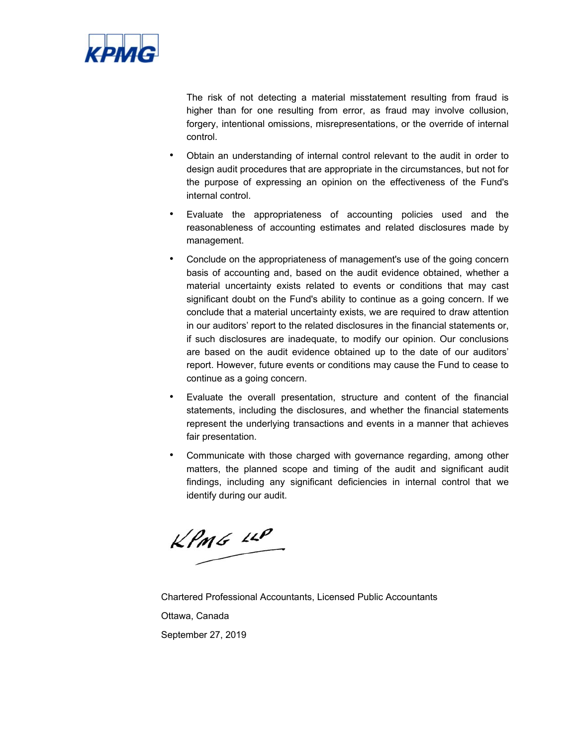The risk of not detecting a material misstatement resulting from fraud is higher than for one resulting from error, as fraud may involve collusion, forgery, intentional omissions, misrepresentations, or the override of internal control.

- Obtain an understanding of internal control relevant to the audit in order to design audit procedures that are appropriate in the circumstances, but not for the purpose of expressing an opinion on the effectiveness of the Fund's internal control.
- Evaluate the appropriateness of accounting policies used and the reasonableness of accounting estimates and related disclosures made by management.
- Conclude on the appropriateness of management's use of the going concern basis of accounting and, based on the audit evidence obtained, whether a material uncertainty exists related to events or conditions that may cast significant doubt on the Fund's ability to continue as a going concern. If we conclude that a material uncertainty exists, we are required to draw attention in our auditors' report to the related disclosures in the financial statements or, if such disclosures are inadequate, to modify our opinion. Our conclusions are based on the audit evidence obtained up to the date of our auditors' report. However, future events or conditions may cause the Fund to cease to continue as a going concern.
- Evaluate the overall presentation, structure and content of the financial statements, including the disclosures, and whether the financial statements represent the underlying transactions and events in a manner that achieves fair presentation.
- Communicate with those charged with governance regarding, among other matters, the planned scope and timing of the audit and significant audit findings, including any significant deficiencies in internal control that we identify during our audit.

KPMG LLP

Chartered Professional Accountants, Licensed Public Accountants

Ottawa, Canada

September 27, 2019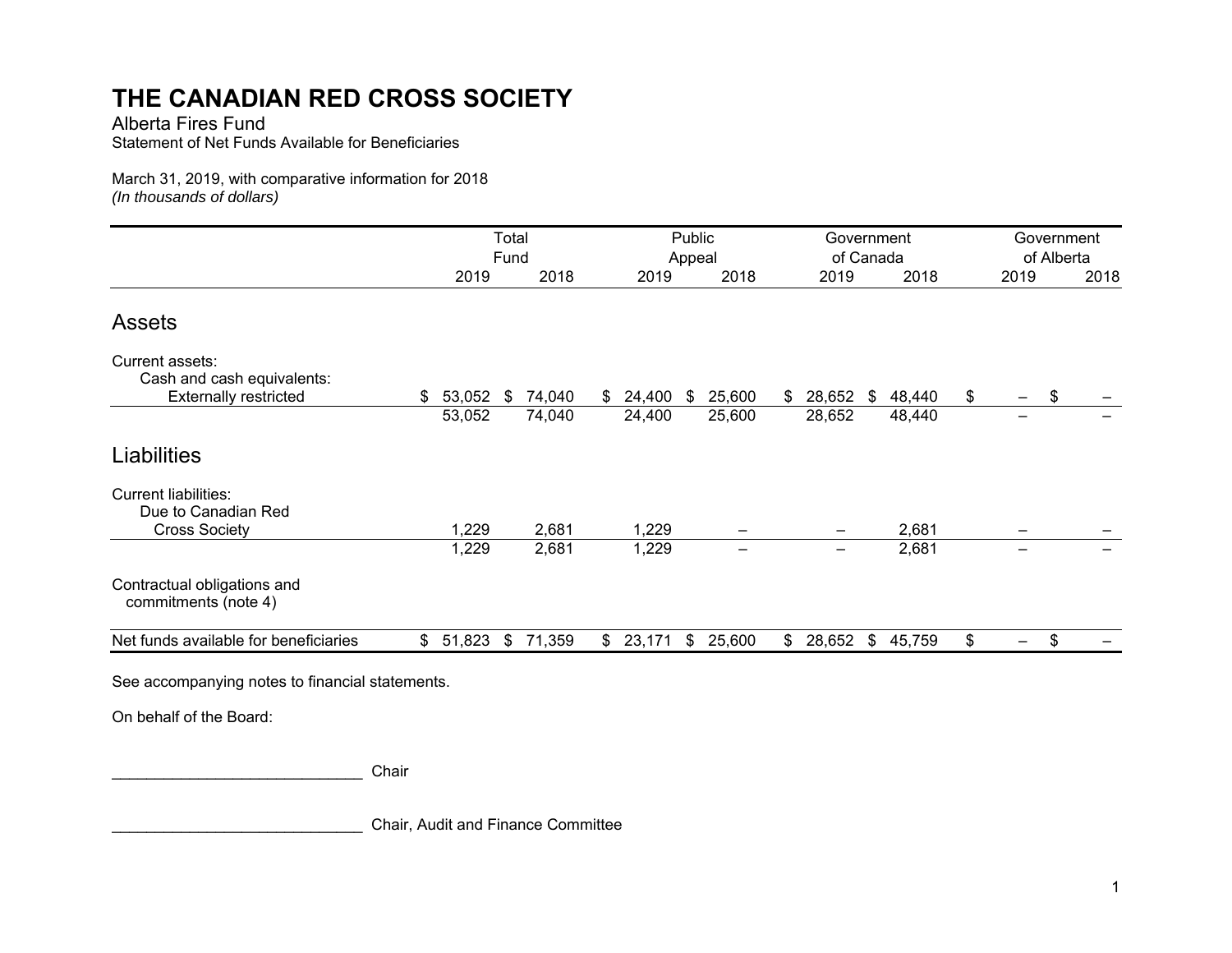# THE CANADIAN RED CROSS SOCIETY

Alberta Fires Fund

Statement of Net Funds Available for Beneficiaries

March 31, 2019, with comparative information for 2018

*(In thousands of dollars)*

| | Total Fund | | Public Appeal | | Government of Canada | | Government of Alberta | |
|---|---|---|---|---|---|---|---|---|
| | 2019 | 2018 | 2019 | 2018 | 2019 | 2018 | 2019 | 2018 |
| **Assets** | | | | | | | | |
| Current assets: | | | | | | | | |
| Cash and cash equivalents: | | | | | | | | |
| Externally restricted | $ 53,052 | $ 74,040 | $ 24,400 | $ 25,600 | $ 28,652 | $ 48,440 | $ – | $ – |
| | 53,052 | 74,040 | 24,400 | 25,600 | 28,652 | 48,440 | – | – |
| **Liabilities** | | | | | | | | |
| Current liabilities: | | | | | | | | |
| Due to Canadian Red Cross Society | 1,229 | 2,681 | 1,229 | – | – | 2,681 | – | – |
| | 1,229 | 2,681 | 1,229 | – | – | 2,681 | – | – |
| Contractual obligations and commitments (note 4) | | | | | | | | |
| Net funds available for beneficiaries | $ 51,823 | $ 71,359 | $ 23,171 | $ 25,600 | $ 28,652 | $ 45,759 | $ – | $ – |

See accompanying notes to financial statements.

On behalf of the Board:

_____________________________ Chair

_____________________________ Chair, Audit and Finance Committee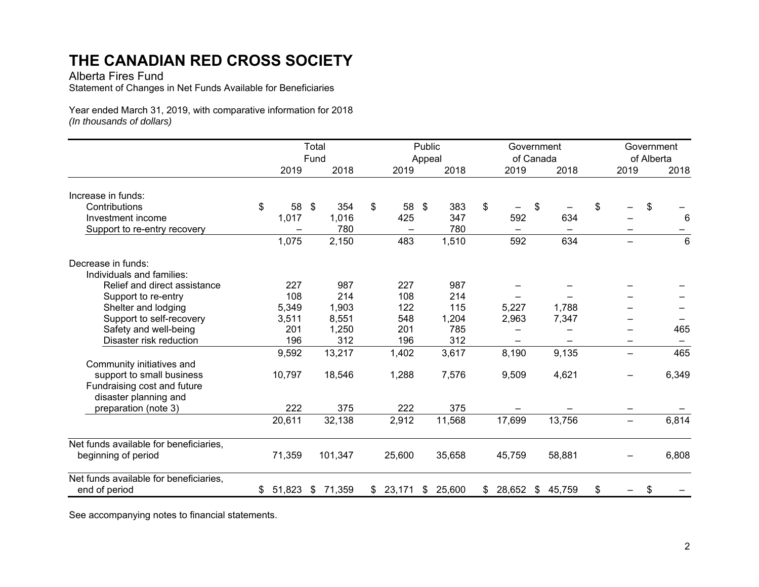# THE CANADIAN RED CROSS SOCIETY

Alberta Fires Fund

Statement of Changes in Net Funds Available for Beneficiaries

Year ended March 31, 2019, with comparative information for 2018
*(In thousands of dollars)*

| | Total Fund | | Public Appeal | | Government of Canada | | Government of Alberta | |
|---|---|---|---|---|---|---|---|---|
| | 2019 | 2018 | 2019 | 2018 | 2019 | 2018 | 2019 | 2018 |
| Increase in funds: | | | | | | | | |
| Contributions | $ 58 | $ 354 | $ 58 | $ 383 | $ – | $ – | $ – | $ – |
| Investment income | 1,017 | 1,016 | 425 | 347 | 592 | 634 | – | 6 |
| Support to re-entry recovery | – | 780 | – | 780 | – | – | – | – |
| | 1,075 | 2,150 | 483 | 1,510 | 592 | 634 | – | 6 |
| Decrease in funds: | | | | | | | | |
| Individuals and families: | | | | | | | | |
| Relief and direct assistance | 227 | 987 | 227 | 987 | – | – | – | – |
| Support to re-entry | 108 | 214 | 108 | 214 | – | – | – | – |
| Shelter and lodging | 5,349 | 1,903 | 122 | 115 | 5,227 | 1,788 | – | – |
| Support to self-recovery | 3,511 | 8,551 | 548 | 1,204 | 2,963 | 7,347 | – | – |
| Safety and well-being | 201 | 1,250 | 201 | 785 | – | – | – | 465 |
| Disaster risk reduction | 196 | 312 | 196 | 312 | – | – | – | – |
| | 9,592 | 13,217 | 1,402 | 3,617 | 8,190 | 9,135 | – | 465 |
| Community initiatives and support to small business | 10,797 | 18,546 | 1,288 | 7,576 | 9,509 | 4,621 | – | 6,349 |
| Fundraising cost and future disaster planning and preparation (note 3) | 222 | 375 | 222 | 375 | – | – | – | – |
| | 20,611 | 32,138 | 2,912 | 11,568 | 17,699 | 13,756 | – | 6,814 |
| Net funds available for beneficiaries, beginning of period | 71,359 | 101,347 | 25,600 | 35,658 | 45,759 | 58,881 | – | 6,808 |
| Net funds available for beneficiaries, end of period | $ 51,823 | $ 71,359 | $ 23,171 | $ 25,600 | $ 28,652 | $ 45,759 | $ – | $ – |

See accompanying notes to financial statements.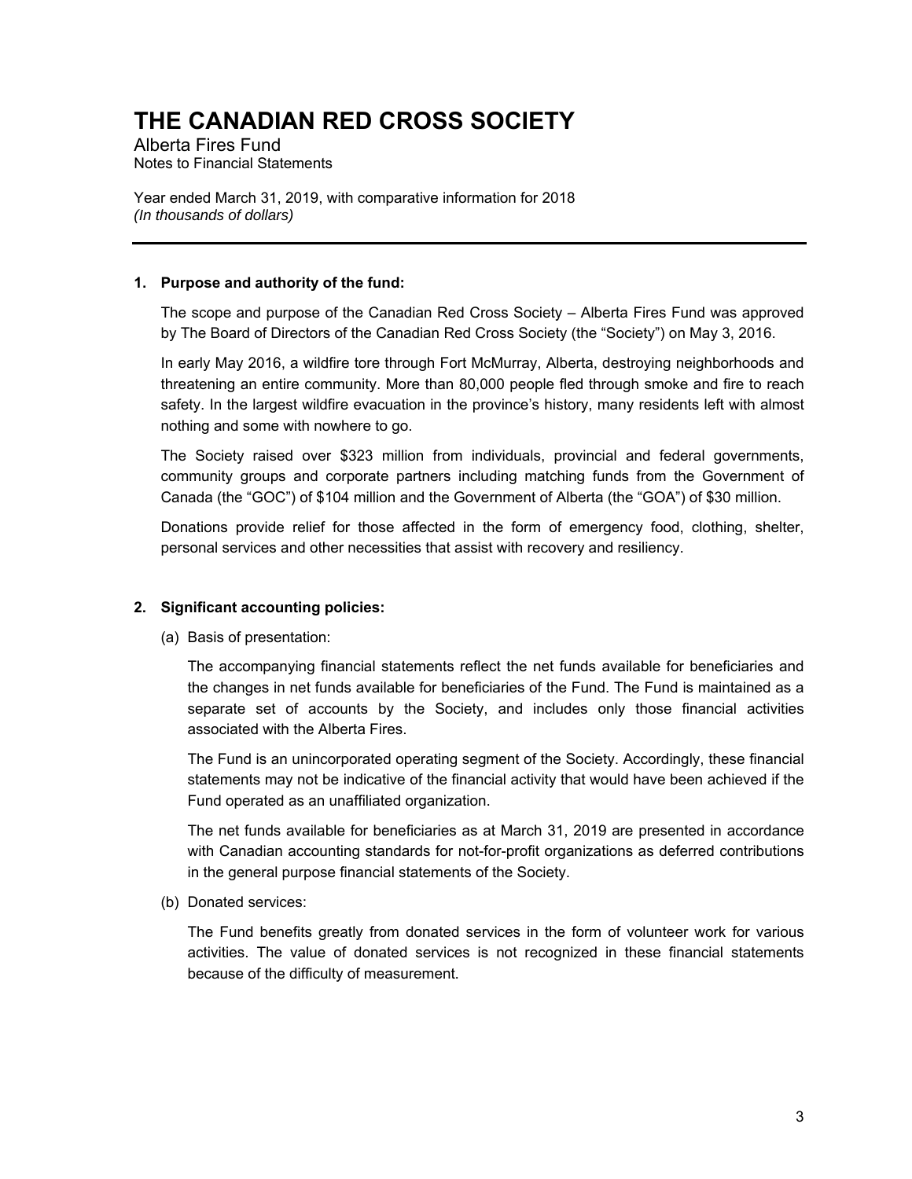# THE CANADIAN RED CROSS SOCIETY

Alberta Fires Fund
Notes to Financial Statements

Year ended March 31, 2019, with comparative information for 2018
*(In thousands of dollars)*

---

**1. Purpose and authority of the fund:**

The scope and purpose of the Canadian Red Cross Society – Alberta Fires Fund was approved by The Board of Directors of the Canadian Red Cross Society (the "Society") on May 3, 2016.

In early May 2016, a wildfire tore through Fort McMurray, Alberta, destroying neighborhoods and threatening an entire community. More than 80,000 people fled through smoke and fire to reach safety. In the largest wildfire evacuation in the province's history, many residents left with almost nothing and some with nowhere to go.

The Society raised over $323 million from individuals, provincial and federal governments, community groups and corporate partners including matching funds from the Government of Canada (the "GOC") of $104 million and the Government of Alberta (the "GOA") of $30 million.

Donations provide relief for those affected in the form of emergency food, clothing, shelter, personal services and other necessities that assist with recovery and resiliency.

**2. Significant accounting policies:**

(a) Basis of presentation:

The accompanying financial statements reflect the net funds available for beneficiaries and the changes in net funds available for beneficiaries of the Fund. The Fund is maintained as a separate set of accounts by the Society, and includes only those financial activities associated with the Alberta Fires.

The Fund is an unincorporated operating segment of the Society. Accordingly, these financial statements may not be indicative of the financial activity that would have been achieved if the Fund operated as an unaffiliated organization.

The net funds available for beneficiaries as at March 31, 2019 are presented in accordance with Canadian accounting standards for not-for-profit organizations as deferred contributions in the general purpose financial statements of the Society.

(b) Donated services:

The Fund benefits greatly from donated services in the form of volunteer work for various activities. The value of donated services is not recognized in these financial statements because of the difficulty of measurement.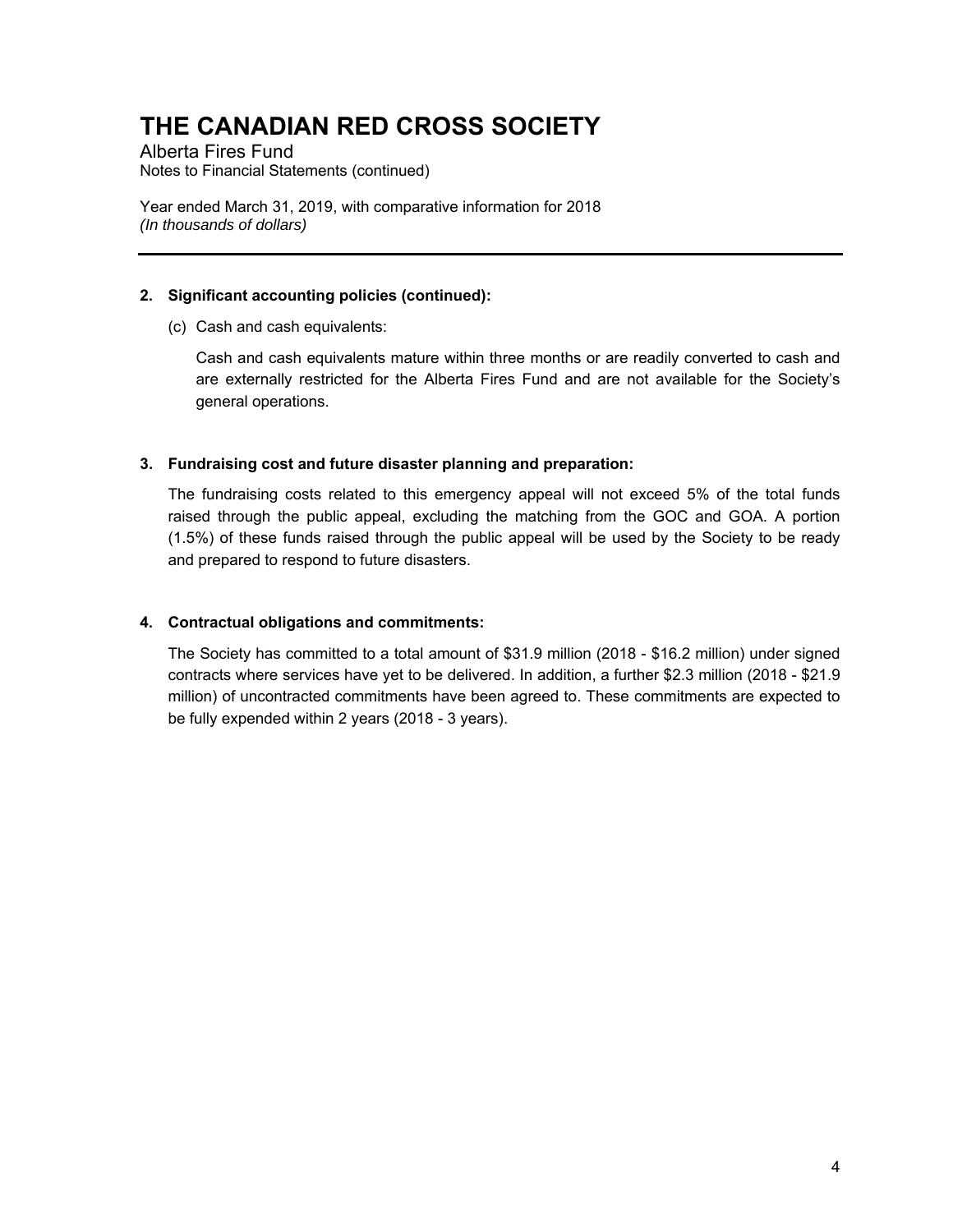# THE CANADIAN RED CROSS SOCIETY

Alberta Fires Fund

Notes to Financial Statements (continued)

Year ended March 31, 2019, with comparative information for 2018

*(In thousands of dollars)*

**2. Significant accounting policies (continued):**

(c) Cash and cash equivalents:

Cash and cash equivalents mature within three months or are readily converted to cash and are externally restricted for the Alberta Fires Fund and are not available for the Society's general operations.

**3. Fundraising cost and future disaster planning and preparation:**

The fundraising costs related to this emergency appeal will not exceed 5% of the total funds raised through the public appeal, excluding the matching from the GOC and GOA. A portion (1.5%) of these funds raised through the public appeal will be used by the Society to be ready and prepared to respond to future disasters.

**4. Contractual obligations and commitments:**

The Society has committed to a total amount of $31.9 million (2018 - $16.2 million) under signed contracts where services have yet to be delivered. In addition, a further $2.3 million (2018 - $21.9 million) of uncontracted commitments have been agreed to. These commitments are expected to be fully expended within 2 years (2018 - 3 years).